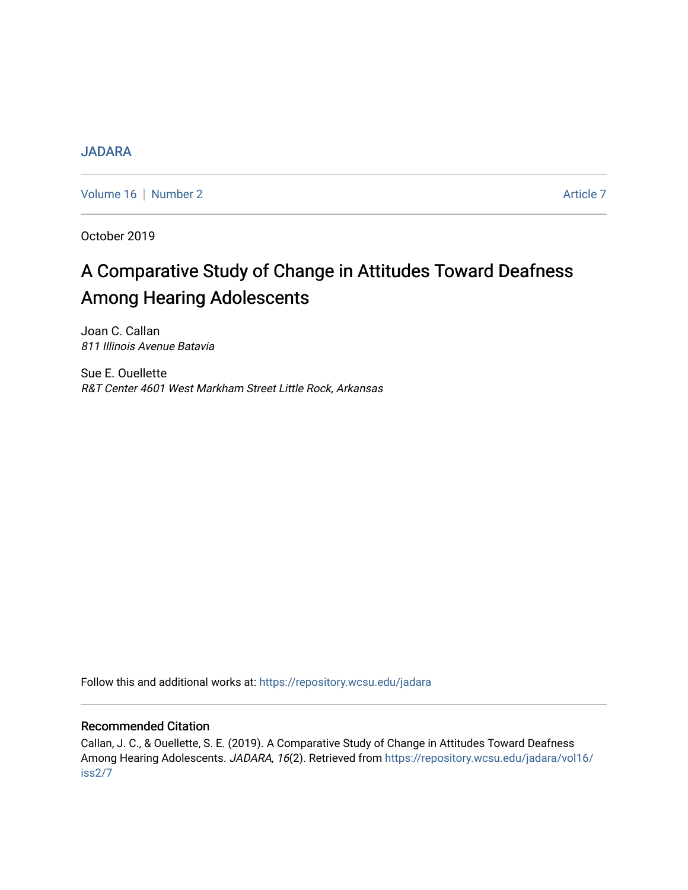JADARA

Volume 16 | Number 2 — Article 7

October 2019

# A Comparative Study of Change in Attitudes Toward Deafness Among Hearing Adolescents

Joan C. Callan
*811 Illinois Avenue Batavia*

Sue E. Ouellette
*R&T Center 4601 West Markham Street Little Rock, Arkansas*

Follow this and additional works at: https://repository.wcsu.edu/jadara

## Recommended Citation

Callan, J. C., & Ouellette, S. E. (2019). A Comparative Study of Change in Attitudes Toward Deafness Among Hearing Adolescents. *JADARA, 16*(2). Retrieved from https://repository.wcsu.edu/jadara/vol16/iss2/7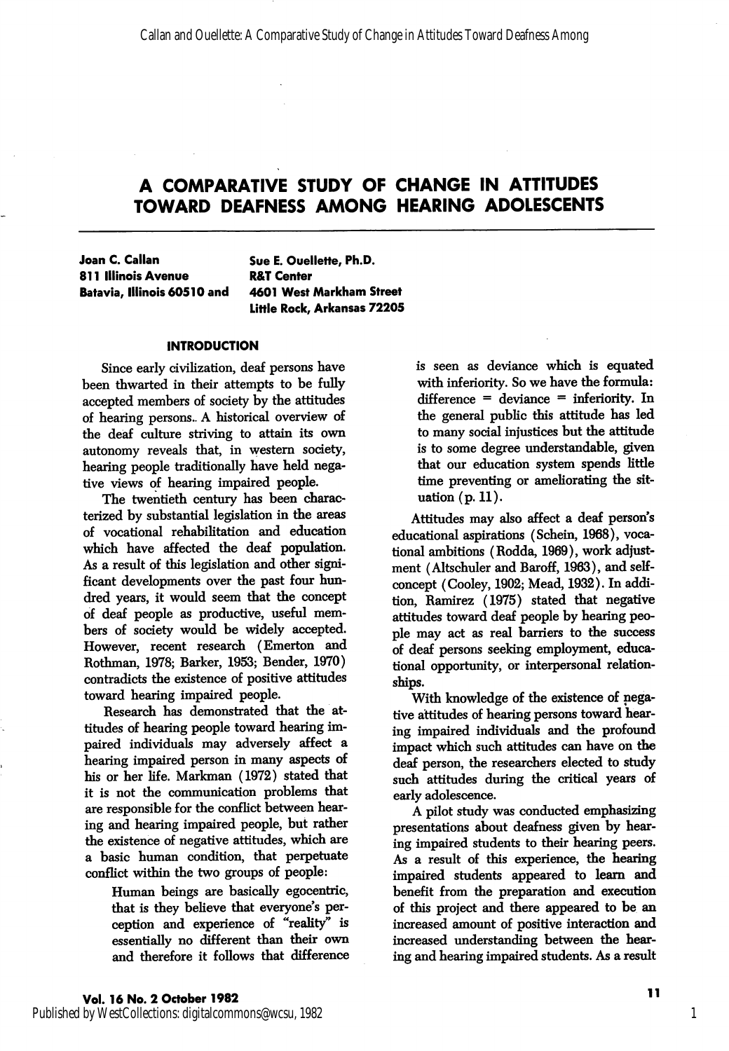# A COMPARATIVE STUDY OF CHANGE IN ATTITUDES TOWARD DEAFNESS AMONG HEARING ADOLESCENTS

**Joan C. Callan**
**811 Illinois Avenue**
**Batavia, Illinois 60510 and**

**Sue E. Ouellette, Ph.D.**
**R&T Center**
**4601 West Markham Street**
**Little Rock, Arkansas 72205**

## INTRODUCTION

Since early civilization, deaf persons have been thwarted in their attempts to be fully accepted members of society by the attitudes of hearing persons. A historical overview of the deaf culture striving to attain its own autonomy reveals that, in western society, hearing people traditionally have held negative views of hearing impaired people.

The twentieth century has been characterized by substantial legislation in the areas of vocational rehabilitation and education which have affected the deaf population. As a result of this legislation and other significant developments over the past four hundred years, it would seem that the concept of deaf people as productive, useful members of society would be widely accepted. However, recent research (Emerton and Rothman, 1978; Barker, 1953; Bender, 1970) contradicts the existence of positive attitudes toward hearing impaired people.

Research has demonstrated that the attitudes of hearing people toward hearing impaired individuals may adversely affect a hearing impaired person in many aspects of his or her life. Markman (1972) stated that it is not the communication problems that are responsible for the conflict between hearing and hearing impaired people, but rather the existence of negative attitudes, which are a basic human condition, that perpetuate conflict within the two groups of people:

> Human beings are basically egocentric, that is they believe that everyone's perception and experience of "reality" is essentially no different than their own and therefore it follows that difference is seen as deviance which is equated with inferiority. So we have the formula: difference = deviance = inferiority. In the general public this attitude has led to many social injustices but the attitude is to some degree understandable, given that our education system spends little time preventing or ameliorating the situation (p. 11).

Attitudes may also affect a deaf person's educational aspirations (Schein, 1968), vocational ambitions (Rodda, 1969), work adjustment (Altschuler and Baroff, 1963), and self-concept (Cooley, 1902; Mead, 1932). In addition, Ramirez (1975) stated that negative attitudes toward deaf people by hearing people may act as real barriers to the success of deaf persons seeking employment, educational opportunity, or interpersonal relationships.

With knowledge of the existence of negative attitudes of hearing persons toward hearing impaired individuals and the profound impact which such attitudes can have on the deaf person, the researchers elected to study such attitudes during the critical years of early adolescence.

A pilot study was conducted emphasizing presentations about deafness given by hearing impaired students to their hearing peers. As a result of this experience, the hearing impaired students appeared to learn and benefit from the preparation and execution of this project and there appeared to be an increased amount of positive interaction and increased understanding between the hearing and hearing impaired students. As a result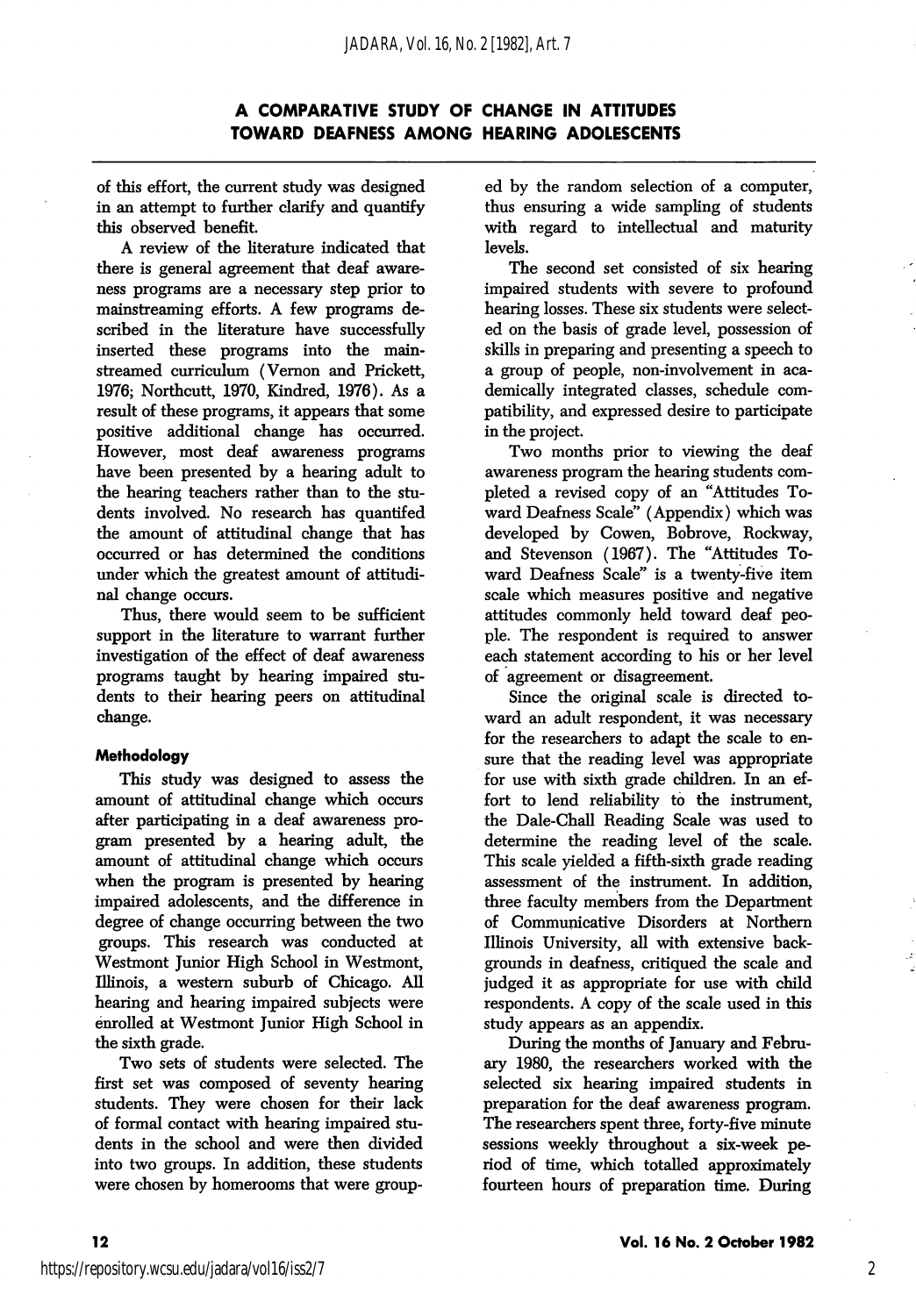of this effort, the current study was designed in an attempt to further clarify and quantify this observed benefit.

A review of the literature indicated that there is general agreement that deaf awareness programs are a necessary step prior to mainstreaming efforts. A few programs described in the literature have successfully inserted these programs into the mainstreamed curriculum (Vernon and Prickett, 1976; Northcutt, 1970, Kindred, 1976). As a result of these programs, it appears that some positive additional change has occurred. However, most deaf awareness programs have been presented by a hearing adult to the hearing teachers rather than to the students involved. No research has quantifed the amount of attitudinal change that has occurred or has determined the conditions under which the greatest amount of attitudinal change occurs.

Thus, there would seem to be sufficient support in the literature to warrant further investigation of the effect of deaf awareness programs taught by hearing impaired students to their hearing peers on attitudinal change.

### Methodology

This study was designed to assess the amount of attitudinal change which occurs after participating in a deaf awareness program presented by a hearing adult, the amount of attitudinal change which occurs when the program is presented by hearing impaired adolescents, and the difference in degree of change occurring between the two groups. This research was conducted at Westmont Junior High School in Westmont, Illinois, a western suburb of Chicago. All hearing and hearing impaired subjects were enrolled at Westmont Junior High School in the sixth grade.

Two sets of students were selected. The first set was composed of seventy hearing students. They were chosen for their lack of formal contact with hearing impaired students in the school and were then divided into two groups. In addition, these students were chosen by homerooms that were grouped by the random selection of a computer, thus ensuring a wide sampling of students with regard to intellectual and maturity levels.

The second set consisted of six hearing impaired students with severe to profound hearing losses. These six students were selected on the basis of grade level, possession of skills in preparing and presenting a speech to a group of people, non-involvement in academically integrated classes, schedule compatibility, and expressed desire to participate in the project.

Two months prior to viewing the deaf awareness program the hearing students completed a revised copy of an "Attitudes Toward Deafness Scale" (Appendix) which was developed by Cowen, Bobrove, Rockway, and Stevenson (1967). The "Attitudes Toward Deafness Scale" is a twenty-five item scale which measures positive and negative attitudes commonly held toward deaf people. The respondent is required to answer each statement according to his or her level of agreement or disagreement.

Since the original scale is directed toward an adult respondent, it was necessary for the researchers to adapt the scale to ensure that the reading level was appropriate for use with sixth grade children. In an effort to lend reliability to the instrument, the Dale-Chall Reading Scale was used to determine the reading level of the scale. This scale yielded a fifth-sixth grade reading assessment of the instrument. In addition, three faculty members from the Department of Communicative Disorders at Northern Illinois University, all with extensive backgrounds in deafness, critiqued the scale and judged it as appropriate for use with child respondents. A copy of the scale used in this study appears as an appendix.

During the months of January and February 1980, the researchers worked with the selected six hearing impaired students in preparation for the deaf awareness program. The researchers spent three, forty-five minute sessions weekly throughout a six-week period of time, which totalled approximately fourteen hours of preparation time. During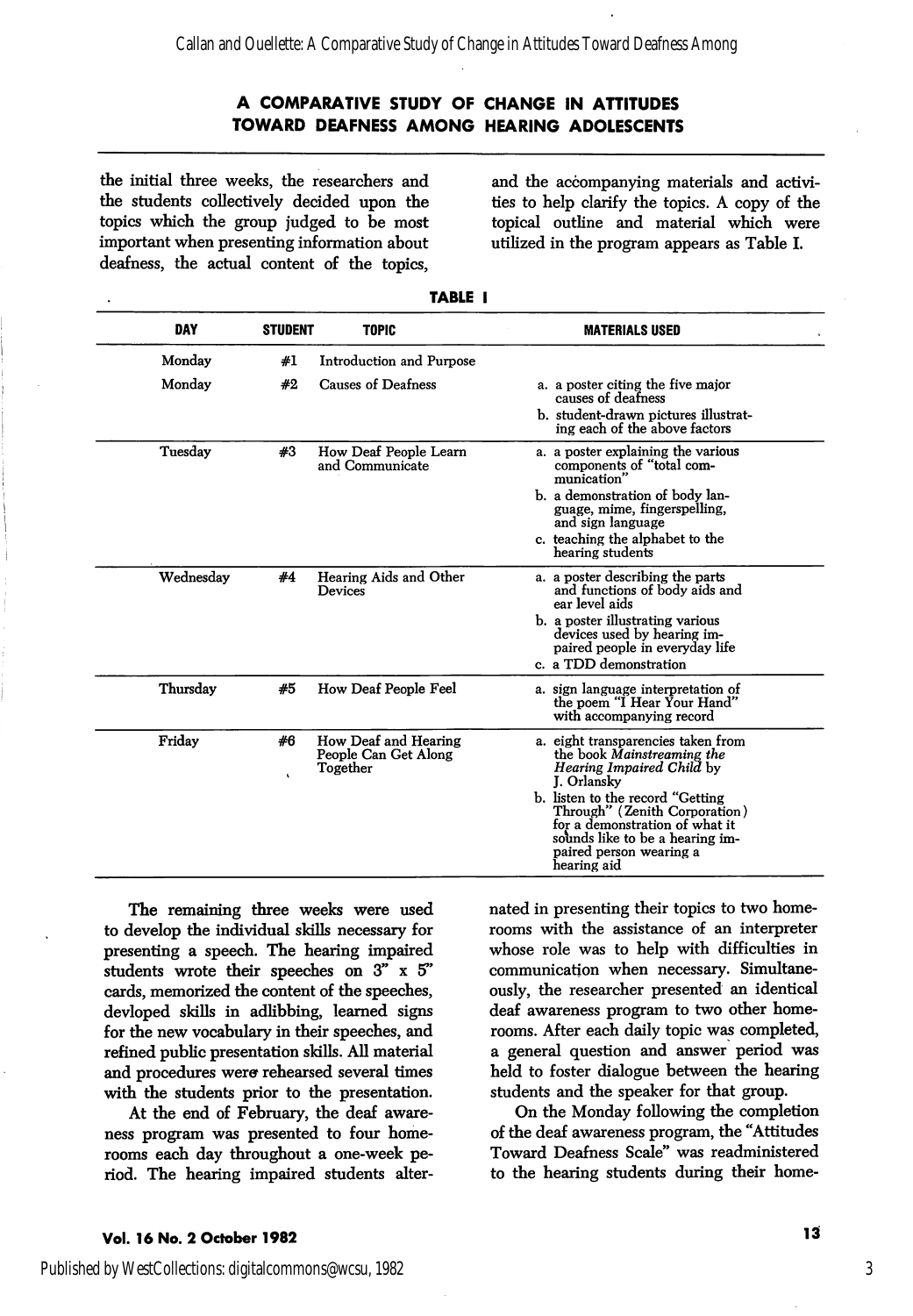## A COMPARATIVE STUDY OF CHANGE IN ATTITUDES TOWARD DEAFNESS AMONG HEARING ADOLESCENTS

the initial three weeks, the researchers and the students collectively decided upon the topics which the group judged to be most important when presenting information about deafness, the actual content of the topics, and the accompanying materials and activities to help clarify the topics. A copy of the topical outline and material which were utilized in the program appears as Table I.

**TABLE I**

| DAY | STUDENT | TOPIC | MATERIALS USED |
|---|---|---|---|
| Monday | #1 | Introduction and Purpose | |
| Monday | #2 | Causes of Deafness | a. a poster citing the five major causes of deafness<br>b. student-drawn pictures illustrating each of the above factors |
| Tuesday | #3 | How Deaf People Learn and Communicate | a. a poster explaining the various components of "total communication"<br>b. a demonstration of body language, mime, fingerspelling, and sign language<br>c. teaching the alphabet to the hearing students |
| Wednesday | #4 | Hearing Aids and Other Devices | a. a poster describing the parts and functions of body aids and ear level aids<br>b. a poster illustrating various devices used by hearing impaired people in everyday life<br>c. a TDD demonstration |
| Thursday | #5 | How Deaf People Feel | a. sign language interpretation of the poem "I Hear Your Hand" with accompanying record |
| Friday | #6 | How Deaf and Hearing People Can Get Along Together | a. eight transparencies taken from the book *Mainstreaming the Hearing Impaired Child* by J. Orlansky<br>b. listen to the record "Getting Through" (Zenith Corporation) for a demonstration of what it sounds like to be a hearing impaired person wearing a hearing aid |

The remaining three weeks were used to develop the individual skills necessary for presenting a speech. The hearing impaired students wrote their speeches on 3" x 5" cards, memorized the content of the speeches, devloped skills in adlibbing, learned signs for the new vocabulary in their speeches, and refined public presentation skills. All material and procedures were rehearsed several times with the students prior to the presentation.

At the end of February, the deaf awareness program was presented to four homerooms each day throughout a one-week period. The hearing impaired students alternated in presenting their topics to two homerooms with the assistance of an interpreter whose role was to help with difficulties in communication when necessary. Simultaneously, the researcher presented an identical deaf awareness program to two other homerooms. After each daily topic was completed, a general question and answer period was held to foster dialogue between the hearing students and the speaker for that group.

On the Monday following the completion of the deaf awareness program, the "Attitudes Toward Deafness Scale" was readministered to the hearing students during their home-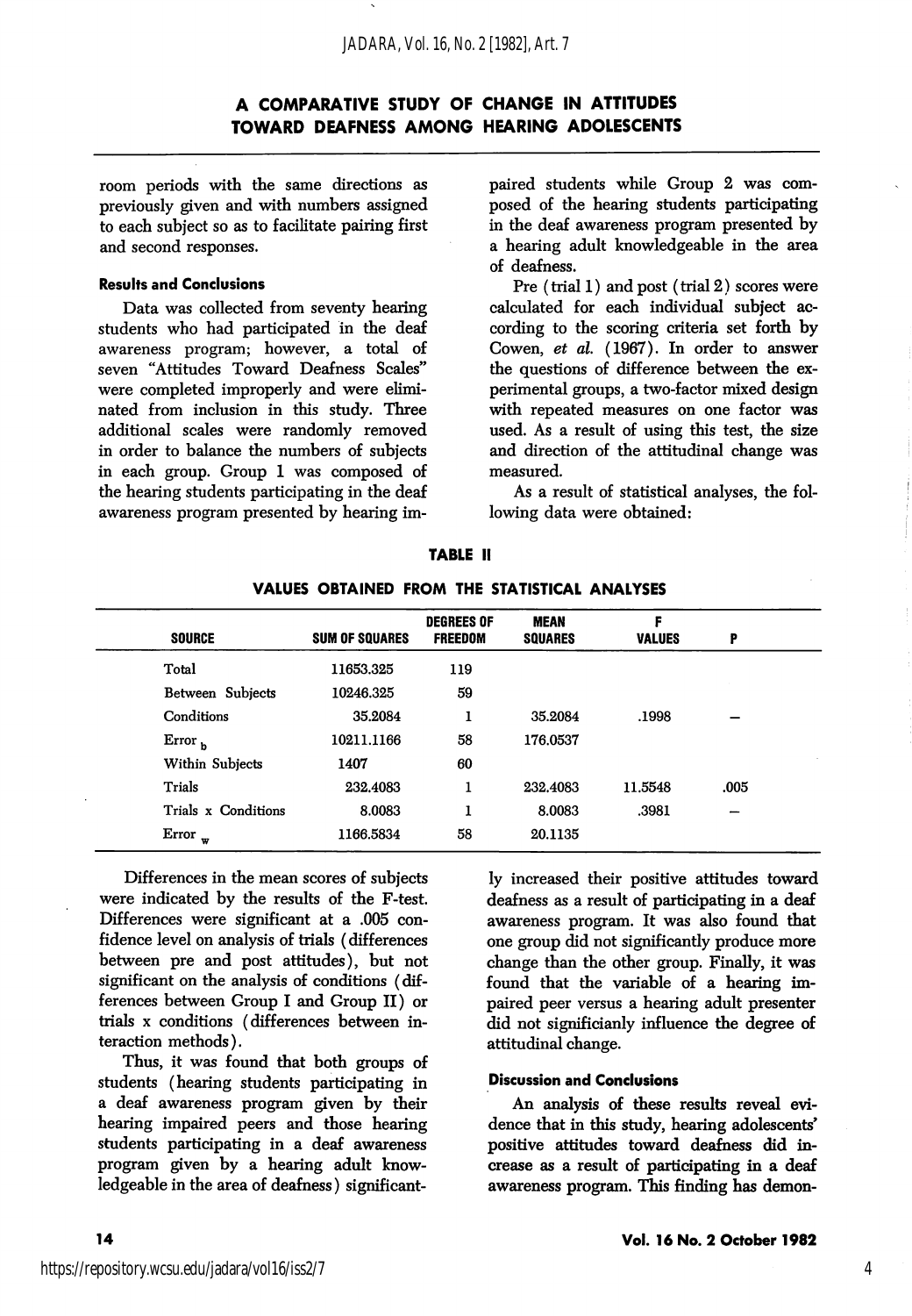room periods with the same directions as previously given and with numbers assigned to each subject so as to facilitate pairing first and second responses.

### Results and Conclusions

Data was collected from seventy hearing students who had participated in the deaf awareness program; however, a total of seven "Attitudes Toward Deafness Scales" were completed improperly and were eliminated from inclusion in this study. Three additional scales were randomly removed in order to balance the numbers of subjects in each group. Group 1 was composed of the hearing students participating in the deaf awareness program presented by hearing impaired students while Group 2 was composed of the hearing students participating in the deaf awareness program presented by a hearing adult knowledgeable in the area of deafness.

Pre (trial 1) and post (trial 2) scores were calculated for each individual subject according to the scoring criteria set forth by Cowen, *et al.* (1967). In order to answer the questions of difference between the experimental groups, a two-factor mixed design with repeated measures on one factor was used. As a result of using this test, the size and direction of the attitudinal change was measured.

As a result of statistical analyses, the following data were obtained:

**TABLE II**

**VALUES OBTAINED FROM THE STATISTICAL ANALYSES**

| SOURCE | SUM OF SQUARES | DEGREES OF FREEDOM | MEAN SQUARES | F VALUES | P |
|---|---|---|---|---|---|
| Total | 11653.325 | 119 | | | |
| Between Subjects | 10246.325 | 59 | | | |
| Conditions | 35.2084 | 1 | 35.2084 | .1998 | — |
| $Error_b$ | 10211.1166 | 58 | 176.0537 | | |
| Within Subjects | 1407 | 60 | | | |
| Trials | 232.4083 | 1 | 232.4083 | 11.5548 | .005 |
| Trials x Conditions | 8.0083 | 1 | 8.0083 | .3981 | — |
| $Error_w$ | 1166.5834 | 58 | 20.1135 | | |

Differences in the mean scores of subjects were indicated by the results of the F-test. Differences were significant at a .005 confidence level on analysis of trials (differences between pre and post attitudes), but not significant on the analysis of conditions (differences between Group I and Group II) or trials x conditions (differences between interaction methods).

Thus, it was found that both groups of students (hearing students participating in a deaf awareness program given by their hearing impaired peers and those hearing students participating in a deaf awareness program given by a hearing adult knowledgeable in the area of deafness) significantly increased their positive attitudes toward deafness as a result of participating in a deaf awareness program. It was also found that one group did not significantly produce more change than the other group. Finally, it was found that the variable of a hearing impaired peer versus a hearing adult presenter did not significianly influence the degree of attitudinal change.

### Discussion and Conclusions

An analysis of these results reveal evidence that in this study, hearing adolescents' positive attitudes toward deafness did increase as a result of participating in a deaf awareness program. This finding has demon-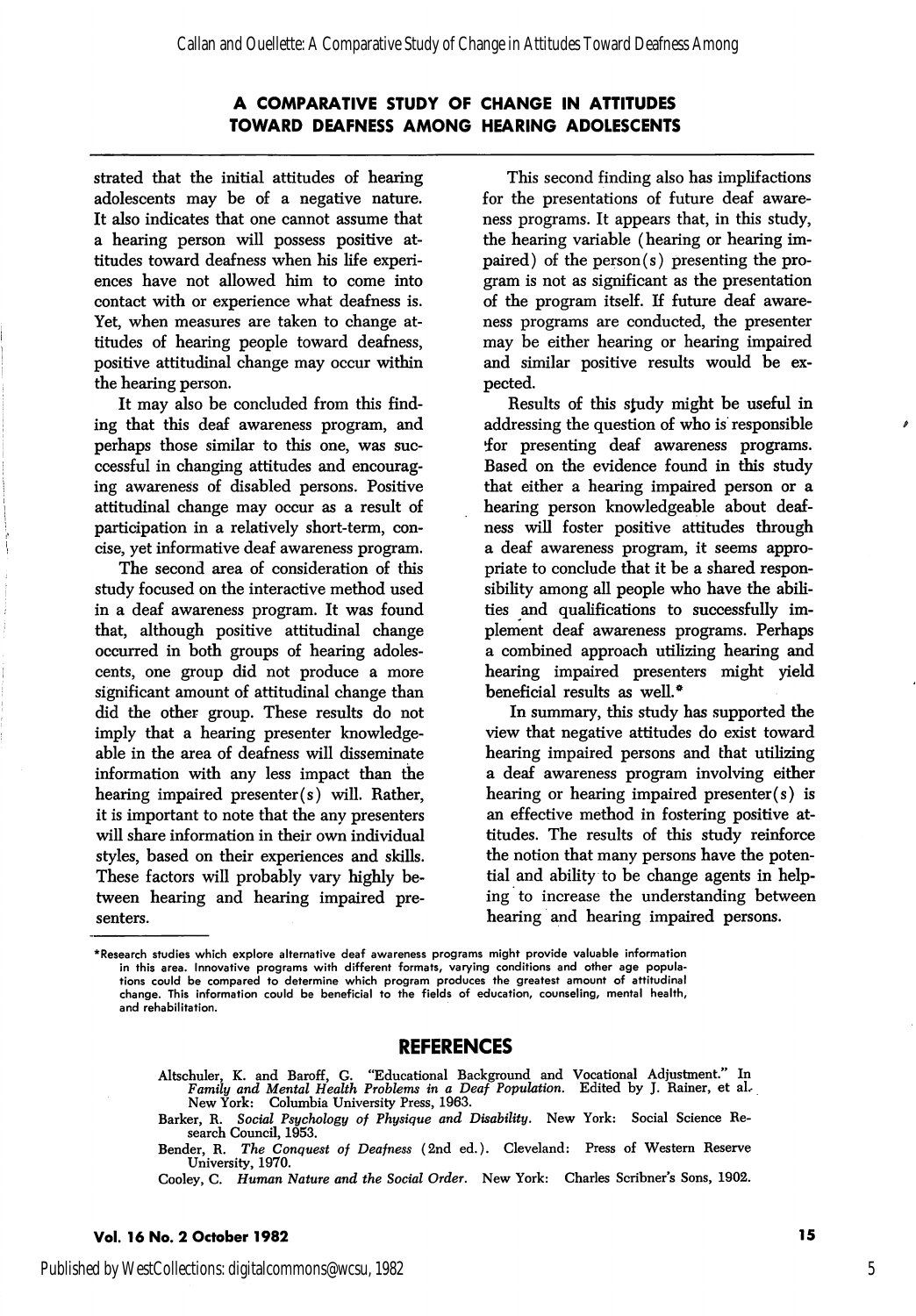strated that the initial attitudes of hearing adolescents may be of a negative nature. It also indicates that one cannot assume that a hearing person will possess positive attitudes toward deafness when his life experiences have not allowed him to come into contact with or experience what deafness is. Yet, when measures are taken to change attitudes of hearing people toward deafness, positive attitudinal change may occur within the hearing person.

It may also be concluded from this finding that this deaf awareness program, and perhaps those similar to this one, was successful in changing attitudes and encouraging awareness of disabled persons. Positive attitudinal change may occur as a result of participation in a relatively short-term, concise, yet informative deaf awareness program.

The second area of consideration of this study focused on the interactive method used in a deaf awareness program. It was found that, although positive attitudinal change occurred in both groups of hearing adolescents, one group did not produce a more significant amount of attitudinal change than did the other group. These results do not imply that a hearing presenter knowledgeable in the area of deafness will disseminate information with any less impact than the hearing impaired presenter(s) will. Rather, it is important to note that the any presenters will share information in their own individual styles, based on their experiences and skills. These factors will probably vary highly between hearing and hearing impaired presenters.

This second finding also has implifactions for the presentations of future deaf awareness programs. It appears that, in this study, the hearing variable (hearing or hearing impaired) of the person(s) presenting the program is not as significant as the presentation of the program itself. If future deaf awareness programs are conducted, the presenter may be either hearing or hearing impaired and similar positive results would be expected.

Results of this study might be useful in addressing the question of who is responsible for presenting deaf awareness programs. Based on the evidence found in this study that either a hearing impaired person or a hearing person knowledgeable about deafness will foster positive attitudes through a deaf awareness program, it seems appropriate to conclude that it be a shared responsibility among all people who have the abilities and qualifications to successfully implement deaf awareness programs. Perhaps a combined approach utilizing hearing and hearing impaired presenters might yield beneficial results as well.*

In summary, this study has supported the view that negative attitudes do exist toward hearing impaired persons and that utilizing a deaf awareness program involving either hearing or hearing impaired presenter(s) is an effective method in fostering positive attitudes. The results of this study reinforce the notion that many persons have the potential and ability to be change agents in helping to increase the understanding between hearing and hearing impaired persons.

*Research studies which explore alternative deaf awareness programs might provide valuable information in this area. Innovative programs with different formats, varying conditions and other age populations could be compared to determine which program produces the greatest amount of attitudinal change. This information could be beneficial to the fields of education, counseling, mental health, and rehabilitation.

## REFERENCES

Altschuler, K. and Baroff, G. "Educational Background and Vocational Adjustment." In *Family and Mental Health Problems in a Deaf Population.* Edited by J. Rainer, et al. New York: Columbia University Press, 1963.

Barker, R. *Social Psychology of Physique and Disability.* New York: Social Science Research Council, 1953.

Bender, R. *The Conquest of Deafness* (2nd ed.). Cleveland: Press of Western Reserve University, 1970.

Cooley, C. *Human Nature and the Social Order.* New York: Charles Scribner's Sons, 1902.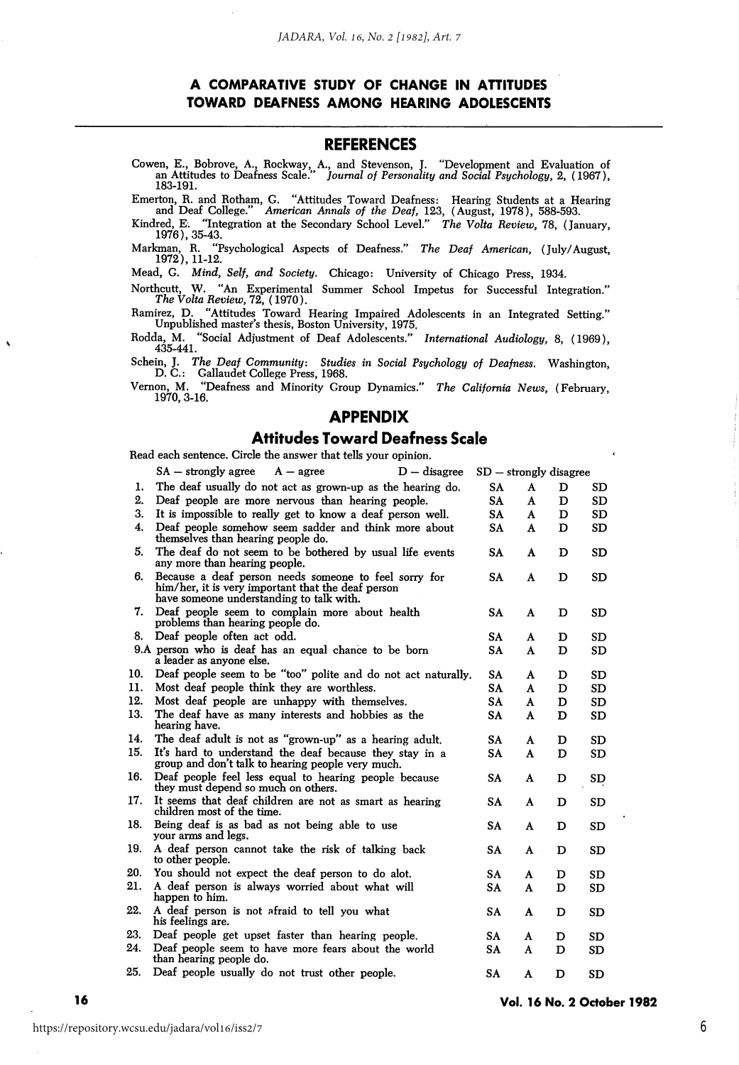## A COMPARATIVE STUDY OF CHANGE IN ATTITUDES TOWARD DEAFNESS AMONG HEARING ADOLESCENTS

## REFERENCES

Cowen, E., Bobrove, A., Rockway, A., and Stevenson, J. "Development and Evaluation of an Attitudes to Deafness Scale." *Journal of Personality and Social Psychology,* 2, (1967), 183-191.

Emerton, R. and Rotham, G. "Attitudes Toward Deafness: Hearing Students at a Hearing and Deaf College." *American Annals of the Deaf,* 123, (August, 1978), 588-593.

Kindred, E. "Integration at the Secondary School Level." *The Volta Review,* 78, (January, 1976), 35-43.

Markman, R. "Psychological Aspects of Deafness." *The Deaf American,* (July/August, 1972), 11-12.

Mead, G. *Mind, Self, and Society.* Chicago: University of Chicago Press, 1934.

Northcutt, W. "An Experimental Summer School Impetus for Successful Integration." *The Volta Review,* 72, (1970).

Ramirez, D. "Attitudes Toward Hearing Impaired Adolescents in an Integrated Setting." Unpublished master's thesis, Boston University, 1975.

Rodda, M. "Social Adjustment of Deaf Adolescents." *International Audiology,* 8, (1969), 435-441.

Schein, J. *The Deaf Community: Studies in Social Psychology of Deafness.* Washington, D. C.: Gallaudet College Press, 1968.

Vernon, M. "Deafness and Minority Group Dynamics." *The California News,* (February, 1970, 3-16.

## APPENDIX

### Attitudes Toward Deafness Scale

Read each sentence. Circle the answer that tells your opinion.

SA – strongly agree A – agree D – disagree SD – strongly disagree

| | | | | | |
|---|---|---|---|---|---|
| 1. | The deaf usually do not act as grown-up as the hearing do. | SA | A | D | SD |
| 2. | Deaf people are more nervous than hearing people. | SA | A | D | SD |
| 3. | It is impossible to really get to know a deaf person well. | SA | A | D | SD |
| 4. | Deaf people somehow seem sadder and think more about themselves than hearing people do. | SA | A | D | SD |
| 5. | The deaf do not seem to be bothered by usual life events any more than hearing people. | SA | A | D | SD |
| 6. | Because a deaf person needs someone to feel sorry for him/her, it is very important that the deaf person have someone understanding to talk with. | SA | A | D | SD |
| 7. | Deaf people seem to complain more about health problems than hearing people do. | SA | A | D | SD |
| 8. | Deaf people often act odd. | SA | A | D | SD |
| 9. | A person who is deaf has an equal chance to be born a leader as anyone else. | SA | A | D | SD |
| 10. | Deaf people seem to be "too" polite and do not act naturally. | SA | A | D | SD |
| 11. | Most deaf people think they are worthless. | SA | A | D | SD |
| 12. | Most deaf people are unhappy with themselves. | SA | A | D | SD |
| 13. | The deaf have as many interests and hobbies as the hearing have. | SA | A | D | SD |
| 14. | The deaf adult is not as "grown-up" as a hearing adult. | SA | A | D | SD |
| 15. | It's hard to understand the deaf because they stay in a group and don't talk to hearing people very much. | SA | A | D | SD |
| 16. | Deaf people feel less equal to hearing people because they must depend so much on others. | SA | A | D | SD |
| 17. | It seems that deaf children are not as smart as hearing children most of the time. | SA | A | D | SD |
| 18. | Being deaf is as bad as not being able to use your arms and legs. | SA | A | D | SD |
| 19. | A deaf person cannot take the risk of talking back to other people. | SA | A | D | SD |
| 20. | You should not expect the deaf person to do alot. | SA | A | D | SD |
| 21. | A deaf person is always worried about what will happen to him. | SA | A | D | SD |
| 22. | A deaf person is not afraid to tell you what his feelings are. | SA | A | D | SD |
| 23. | Deaf people get upset faster than hearing people. | SA | A | D | SD |
| 24. | Deaf people seem to have more fears about the world than hearing people do. | SA | A | D | SD |
| 25. | Deaf people usually do not trust other people. | SA | A | D | SD |